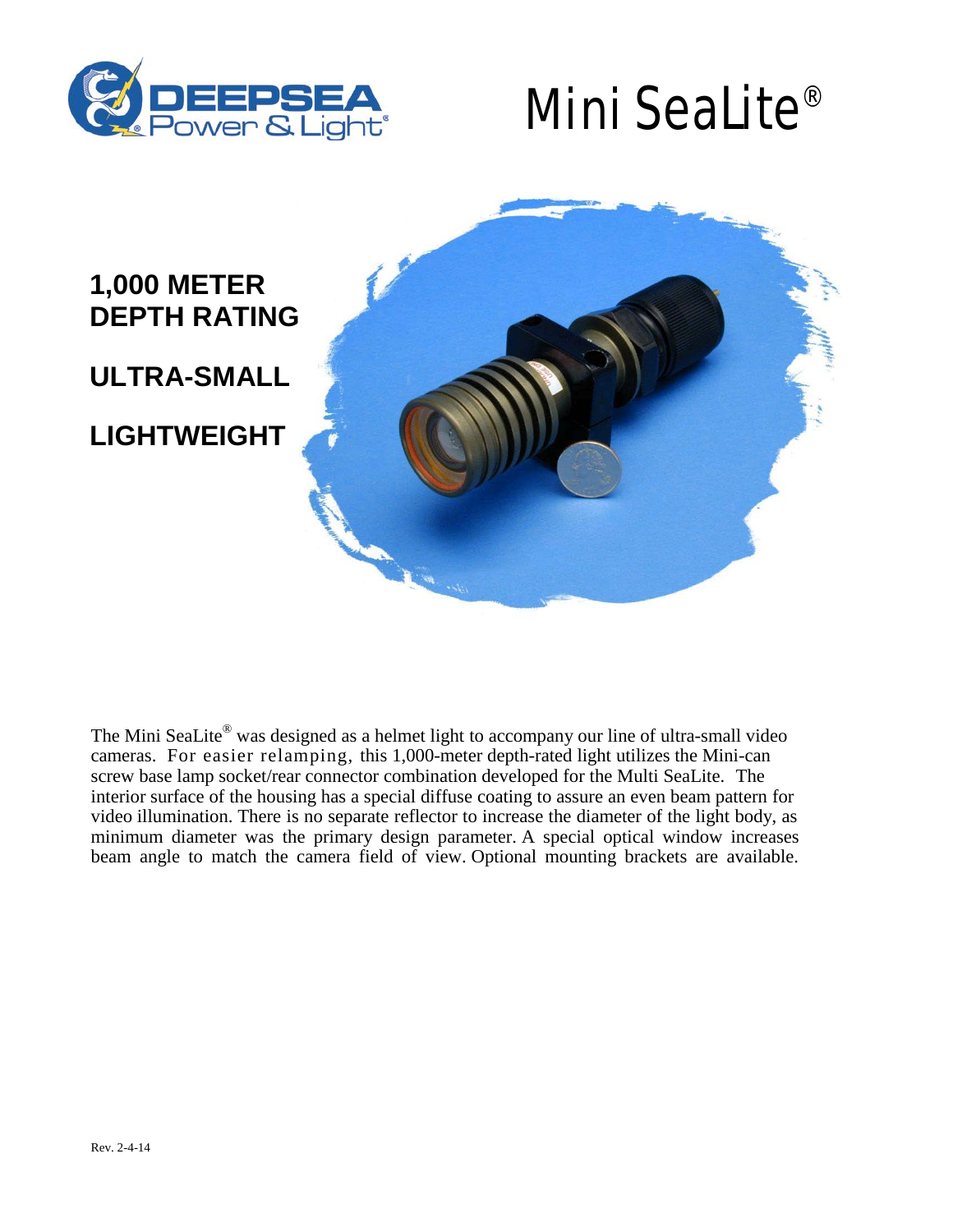DEEPSEA Power & Light®

# Mini SeaLite®

**1,000 METER DEPTH RATING**

**ULTRA-SMALL**

**LIGHTWEIGHT**

The Mini SeaLite® was designed as a helmet light to accompany our line of ultra-small video cameras. For easier relamping, this 1,000-meter depth-rated light utilizes the Mini-can screw base lamp socket/rear connector combination developed for the Multi SeaLite. The interior surface of the housing has a special diffuse coating to assure an even beam pattern for video illumination. There is no separate reflector to increase the diameter of the light body, as minimum diameter was the primary design parameter. A special optical window increases beam angle to match the camera field of view. Optional mounting brackets are available.

Rev. 2-4-14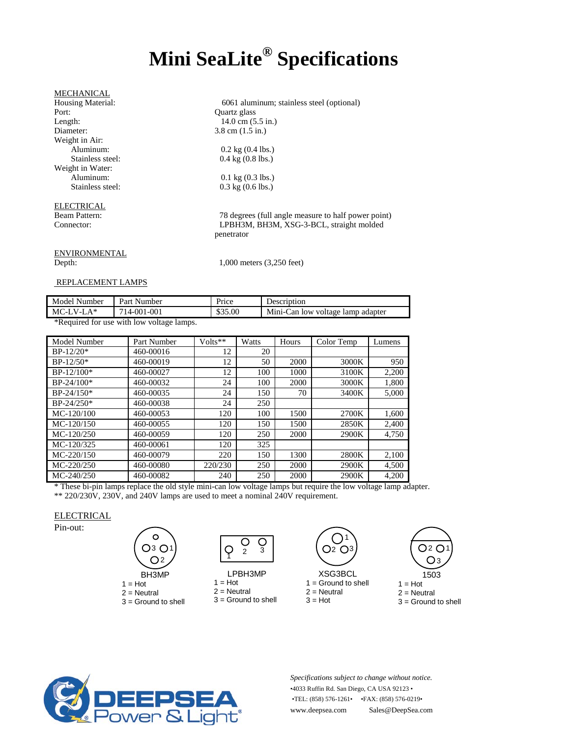# Mini SeaLite® Specifications

MECHANICAL

| | |
|---|---|
| Housing Material: | 6061 aluminum; stainless steel (optional) |
| Port: | Quartz glass |
| Length: | 14.0 cm (5.5 in.) |
| Diameter: | 3.8 cm (1.5 in.) |
| Weight in Air: | |
| Aluminum: | 0.2 kg (0.4 lbs.) |
| Stainless steel: | 0.4 kg (0.8 lbs.) |
| Weight in Water: | |
| Aluminum: | 0.1 kg (0.3 lbs.) |
| Stainless steel: | 0.3 kg (0.6 lbs.) |

ELECTRICAL

| | |
|---|---|
| Beam Pattern: | 78 degrees (full angle measure to half power point) |
| Connector: | LPBH3M, BH3M, XSG-3-BCL, straight molded penetrator |

ENVIRONMENTAL

| | |
|---|---|
| Depth: | 1,000 meters (3,250 feet) |

REPLACEMENT LAMPS

| Model Number | Part Number | Price | Description |
|---|---|---|---|
| MC-LV-LA* | 714-001-001 | $35.00 | Mini-Can low voltage lamp adapter |

*Required for use with low voltage lamps.

| Model Number | Part Number | Volts** | Watts | Hours | Color Temp | Lumens |
|---|---|---|---|---|---|---|
| BP-12/20* | 460-00016 | 12 | 20 | | | |
| BP-12/50* | 460-00019 | 12 | 50 | 2000 | 3000K | 950 |
| BP-12/100* | 460-00027 | 12 | 100 | 1000 | 3100K | 2,200 |
| BP-24/100* | 460-00032 | 24 | 100 | 2000 | 3000K | 1,800 |
| BP-24/150* | 460-00035 | 24 | 150 | 70 | 3400K | 5,000 |
| BP-24/250* | 460-00038 | 24 | 250 | | | |
| MC-120/100 | 460-00053 | 120 | 100 | 1500 | 2700K | 1,600 |
| MC-120/150 | 460-00055 | 120 | 150 | 1500 | 2850K | 2,400 |
| MC-120/250 | 460-00059 | 120 | 250 | 2000 | 2900K | 4,750 |
| MC-120/325 | 460-00061 | 120 | 325 | | | |
| MC-220/150 | 460-00079 | 220 | 150 | 1300 | 2800K | 2,100 |
| MC-220/250 | 460-00080 | 220/230 | 250 | 2000 | 2900K | 4,500 |
| MC-240/250 | 460-00082 | 240 | 250 | 2000 | 2900K | 4,200 |

\* These bi-pin lamps replace the old style mini-can low voltage lamps but require the low voltage lamp adapter.
** 220/230V, 230V, and 240V lamps are used to meet a nominal 240V requirement.

ELECTRICAL

Pin-out:

**BH3MP**
1 = Hot
2 = Neutral
3 = Ground to shell

**LPBH3MP**
1 = Hot
2 = Neutral
3 = Ground to shell

**XSG3BCL**
1 = Ground to shell
2 = Neutral
3 = Hot

**1503**
1 = Hot
2 = Neutral
3 = Ground to shell

DEEPSEA Power & Light®

*Specifications subject to change without notice.*
•4033 Ruffin Rd. San Diego, CA USA 92123 •
•TEL: (858) 576-1261• •FAX: (858) 576-0219•
www.deepsea.com Sales@DeepSea.com